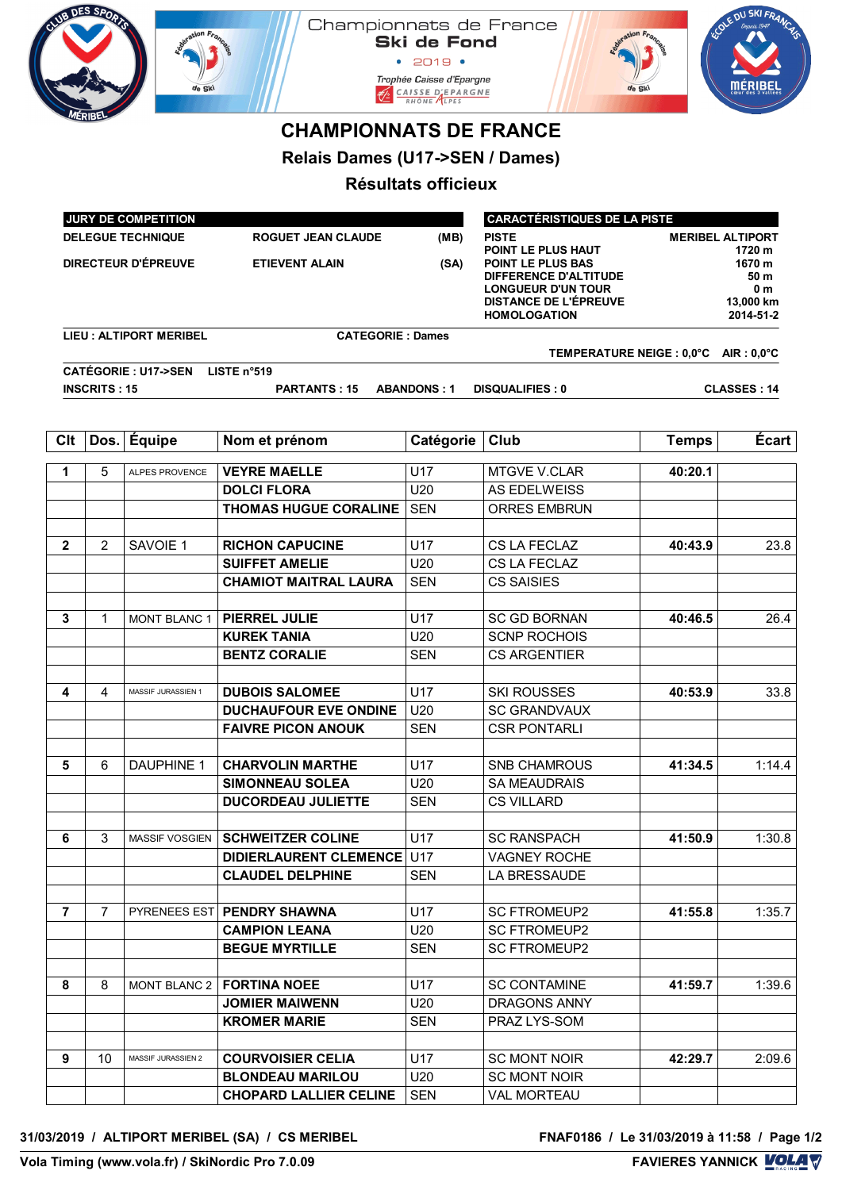Championnats de France
Ski de Fond
• 2019 •
*Trophée Caisse d'Epargne*
CAISSE D'EPARGNE RHÔNE ALPES

# CHAMPIONNATS DE FRANCE

## Relais Dames (U17->SEN / Dames)

## Résultats officieux

| JURY DE COMPETITION | | |
|---|---|---|
| DELEGUE TECHNIQUE | ROGUET JEAN CLAUDE | (MB) |
| DIRECTEUR D'ÉPREUVE | ETIEVENT ALAIN | (SA) |

| CARACTÉRISTIQUES DE LA PISTE | |
|---|---|
| PISTE | MERIBEL ALTIPORT |
| POINT LE PLUS HAUT | 1720 m |
| POINT LE PLUS BAS | 1670 m |
| DIFFERENCE D'ALTITUDE | 50 m |
| LONGUEUR D'UN TOUR | 0 m |
| DISTANCE DE L'ÉPREUVE | 13,000 km |
| HOMOLOGATION | 2014-51-2 |

LIEU : ALTIPORT MERIBEL — CATEGORIE : Dames

TEMPERATURE NEIGE : 0,0°C AIR : 0,0°C

CATÉGORIE : U17->SEN LISTE n°519

INSCRITS : 15 PARTANTS : 15 ABANDONS : 1 DISQUALIFIES : 0 CLASSES : 14

| Clt | Dos. | Équipe | Nom et prénom | Catégorie | Club | Temps | Écart |
|---|---|---|---|---|---|---|---|
| **1** | 5 | ALPES PROVENCE | **VEYRE MAELLE** | U17 | MTGVE V.CLAR | **40:20.1** | |
| | | | **DOLCI FLORA** | U20 | AS EDELWEISS | | |
| | | | **THOMAS HUGUE CORALINE** | SEN | ORRES EMBRUN | | |
| **2** | 2 | SAVOIE 1 | **RICHON CAPUCINE** | U17 | CS LA FECLAZ | **40:43.9** | 23.8 |
| | | | **SUIFFET AMELIE** | U20 | CS LA FECLAZ | | |
| | | | **CHAMIOT MAITRAL LAURA** | SEN | CS SAISIES | | |
| **3** | 1 | MONT BLANC 1 | **PIERREL JULIE** | U17 | SC GD BORNAN | **40:46.5** | 26.4 |
| | | | **KUREK TANIA** | U20 | SCNP ROCHOIS | | |
| | | | **BENTZ CORALIE** | SEN | CS ARGENTIER | | |
| **4** | 4 | MASSIF JURASSIEN 1 | **DUBOIS SALOMEE** | U17 | SKI ROUSSES | **40:53.9** | 33.8 |
| | | | **DUCHAUFOUR EVE ONDINE** | U20 | SC GRANDVAUX | | |
| | | | **FAIVRE PICON ANOUK** | SEN | CSR PONTARLI | | |
| **5** | 6 | DAUPHINE 1 | **CHARVOLIN MARTHE** | U17 | SNB CHAMROUS | **41:34.5** | 1:14.4 |
| | | | **SIMONNEAU SOLEA** | U20 | SA MEAUDRAIS | | |
| | | | **DUCORDEAU JULIETTE** | SEN | CS VILLARD | | |
| **6** | 3 | MASSIF VOSGIEN | **SCHWEITZER COLINE** | U17 | SC RANSPACH | **41:50.9** | 1:30.8 |
| | | | **DIDIERLAURENT CLEMENCE** | U17 | VAGNEY ROCHE | | |
| | | | **CLAUDEL DELPHINE** | SEN | LA BRESSAUDE | | |
| **7** | 7 | PYRENEES EST | **PENDRY SHAWNA** | U17 | SC FTROMEUP2 | **41:55.8** | 1:35.7 |
| | | | **CAMPION LEANA** | U20 | SC FTROMEUP2 | | |
| | | | **BEGUE MYRTILLE** | SEN | SC FTROMEUP2 | | |
| **8** | 8 | MONT BLANC 2 | **FORTINA NOEE** | U17 | SC CONTAMINE | **41:59.7** | 1:39.6 |
| | | | **JOMIER MAIWENN** | U20 | DRAGONS ANNY | | |
| | | | **KROMER MARIE** | SEN | PRAZ LYS-SOM | | |
| **9** | 10 | MASSIF JURASSIEN 2 | **COURVOISIER CELIA** | U17 | SC MONT NOIR | **42:29.7** | 2:09.6 |
| | | | **BLONDEAU MARILOU** | U20 | SC MONT NOIR | | |
| | | | **CHOPARD LALLIER CELINE** | SEN | VAL MORTEAU | | |

31/03/2019 / ALTIPORT MERIBEL (SA) / CS MERIBEL — FNAF0186 / Le 31/03/2019 à 11:58

Vola Timing (www.vola.fr) / SkiNordic Pro 7.0.09 — FAVIERES YANNICK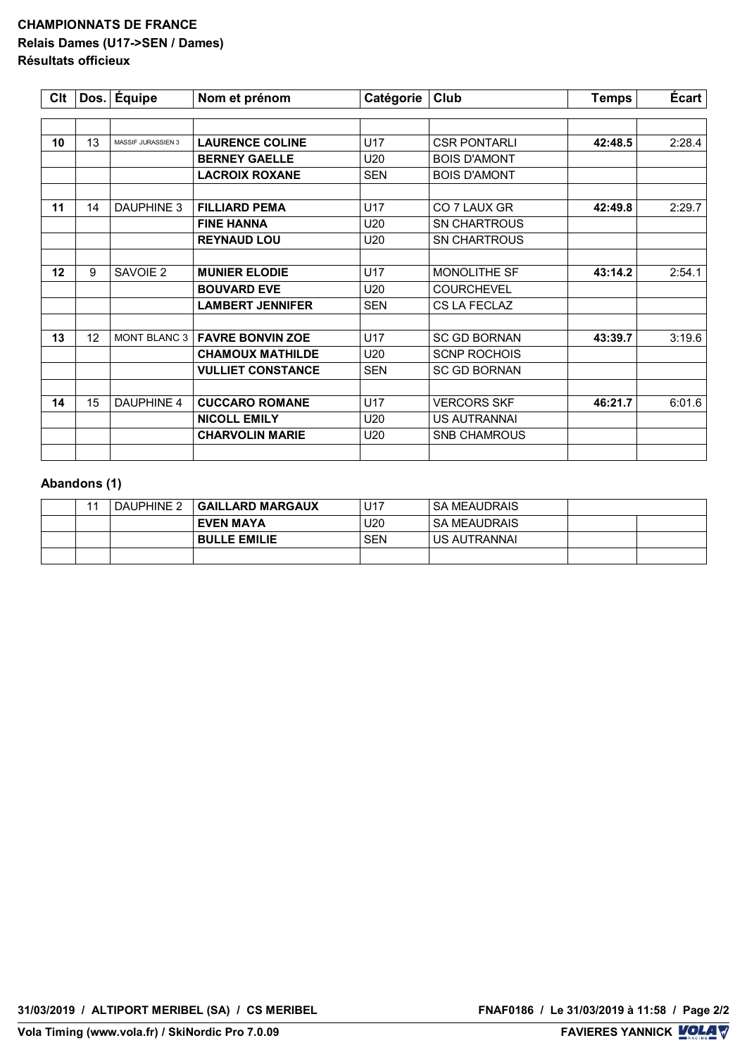**CHAMPIONNATS DE FRANCE**
**Relais Dames (U17->SEN / Dames)**
**Résultats officieux**

| Clt | Dos. | Équipe | Nom et prénom | Catégorie | Club | Temps | Écart |
|---|---|---|---|---|---|---|---|
| **10** | 13 | MASSIF JURASSIEN 3 | **LAURENCE COLINE** | U17 | CSR PONTARLI | **42:48.5** | 2:28.4 |
| | | | **BERNEY GAELLE** | U20 | BOIS D'AMONT | | |
| | | | **LACROIX ROXANE** | SEN | BOIS D'AMONT | | |
| **11** | 14 | DAUPHINE 3 | **FILLIARD PEMA** | U17 | CO 7 LAUX GR | **42:49.8** | 2:29.7 |
| | | | **FINE HANNA** | U20 | SN CHARTROUS | | |
| | | | **REYNAUD LOU** | U20 | SN CHARTROUS | | |
| **12** | 9 | SAVOIE 2 | **MUNIER ELODIE** | U17 | MONOLITHE SF | **43:14.2** | 2:54.1 |
| | | | **BOUVARD EVE** | U20 | COURCHEVEL | | |
| | | | **LAMBERT JENNIFER** | SEN | CS LA FECLAZ | | |
| **13** | 12 | MONT BLANC 3 | **FAVRE BONVIN ZOE** | U17 | SC GD BORNAN | **43:39.7** | 3:19.6 |
| | | | **CHAMOUX MATHILDE** | U20 | SCNP ROCHOIS | | |
| | | | **VULLIET CONSTANCE** | SEN | SC GD BORNAN | | |
| **14** | 15 | DAUPHINE 4 | **CUCCARO ROMANE** | U17 | VERCORS SKF | **46:21.7** | 6:01.6 |
| | | | **NICOLL EMILY** | U20 | US AUTRANNAI | | |
| | | | **CHARVOLIN MARIE** | U20 | SNB CHAMROUS | | |

**Abandons (1)**

| | | | | | | | |
|---|---|---|---|---|---|---|---|
| | 11 | DAUPHINE 2 | **GAILLARD MARGAUX** | U17 | SA MEAUDRAIS | | |
| | | | **EVEN MAYA** | U20 | SA MEAUDRAIS | | |
| | | | **BULLE EMILIE** | SEN | US AUTRANNAI | | |

**31/03/2019 / ALTIPORT MERIBEL (SA) / CS MERIBEL** — **FNAF0186 / Le 31/03/2019 à 11:58**

**Vola Timing (www.vola.fr) / SkiNordic Pro 7.0.09** — **FAVIERES YANNICK**